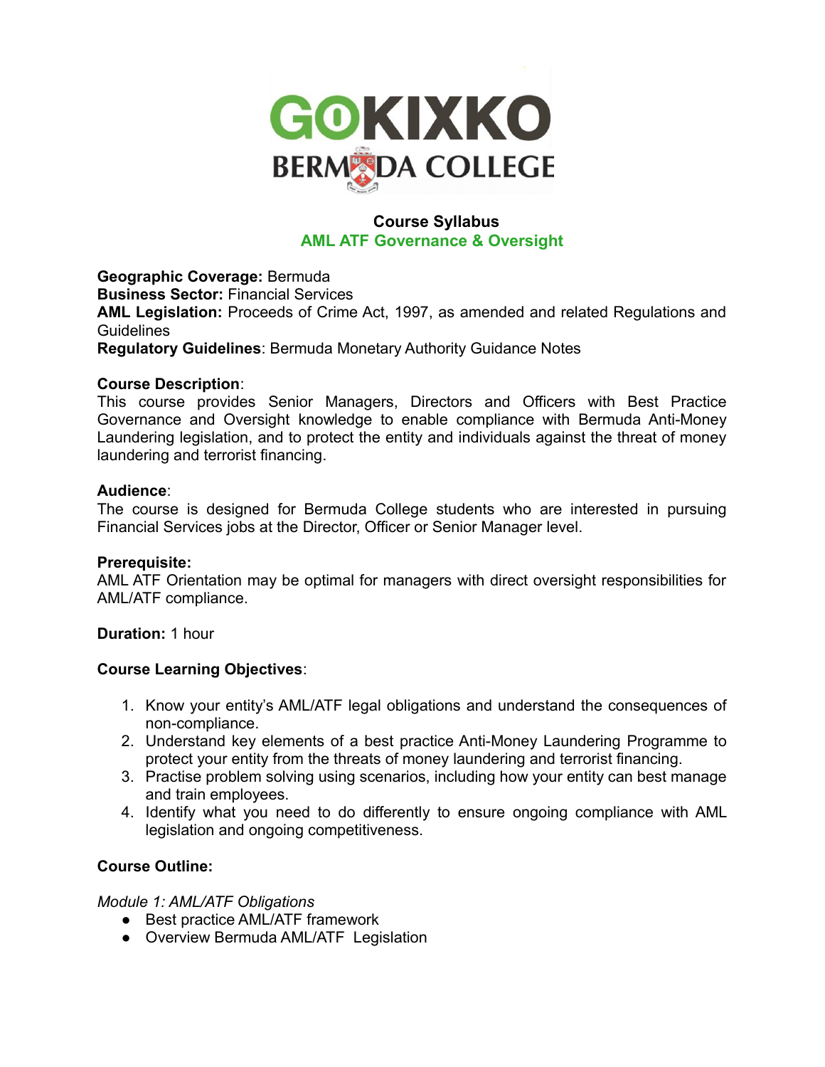GOKIXKO
BERMUDA COLLEGE

# Course Syllabus

## AML ATF Governance & Oversight

**Geographic Coverage:** Bermuda
**Business Sector:** Financial Services
**AML Legislation:** Proceeds of Crime Act, 1997, as amended and related Regulations and Guidelines
**Regulatory Guidelines**: Bermuda Monetary Authority Guidance Notes

**Course Description**:
This course provides Senior Managers, Directors and Officers with Best Practice Governance and Oversight knowledge to enable compliance with Bermuda Anti-Money Laundering legislation, and to protect the entity and individuals against the threat of money laundering and terrorist financing.

**Audience**:
The course is designed for Bermuda College students who are interested in pursuing Financial Services jobs at the Director, Officer or Senior Manager level.

**Prerequisite:**
AML ATF Orientation may be optimal for managers with direct oversight responsibilities for AML/ATF compliance.

**Duration:** 1 hour

**Course Learning Objectives**:

1. Know your entity's AML/ATF legal obligations and understand the consequences of non-compliance.
2. Understand key elements of a best practice Anti-Money Laundering Programme to protect your entity from the threats of money laundering and terrorist financing.
3. Practise problem solving using scenarios, including how your entity can best manage and train employees.
4. Identify what you need to do differently to ensure ongoing compliance with AML legislation and ongoing competitiveness.

**Course Outline:**

*Module 1: AML/ATF Obligations*

- Best practice AML/ATF framework
- Overview Bermuda AML/ATF Legislation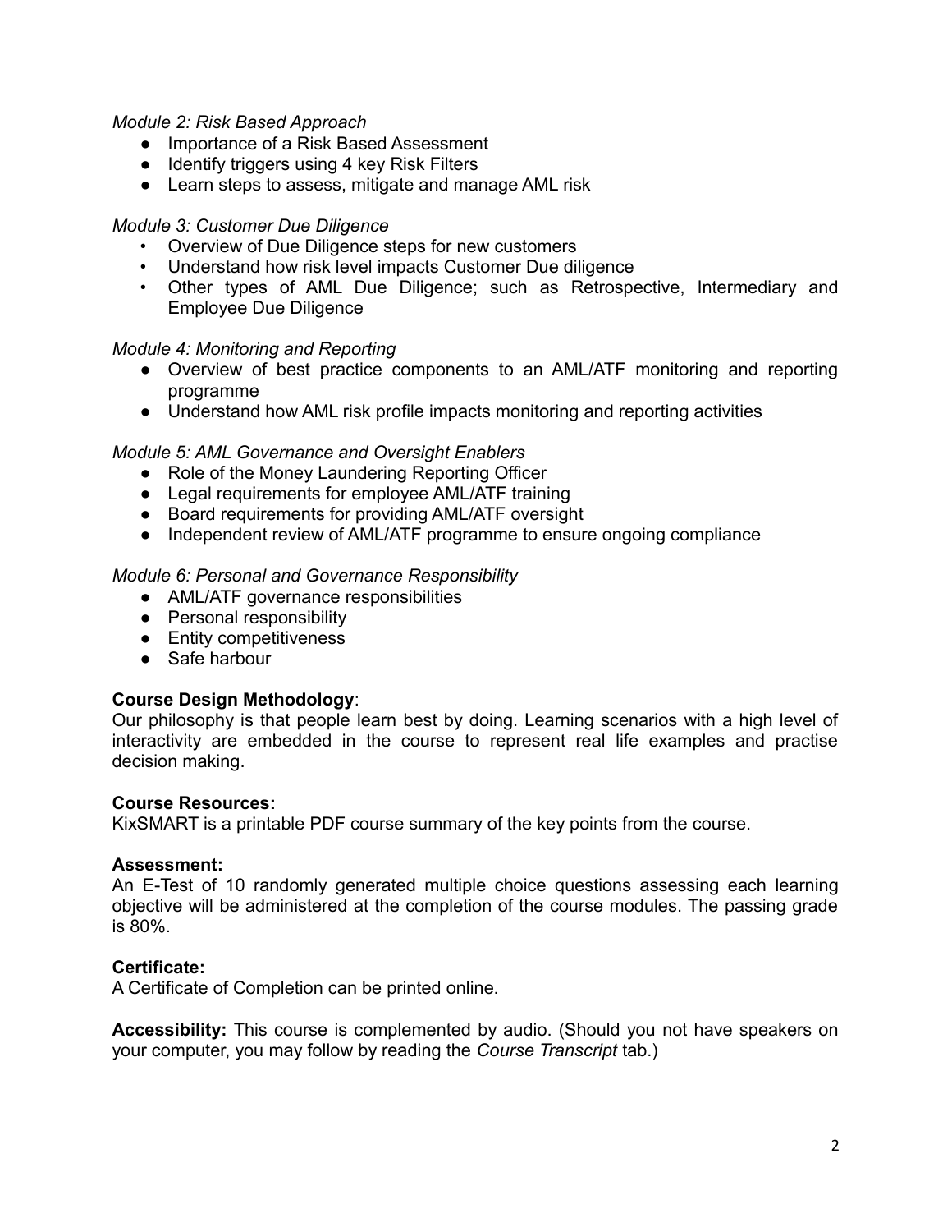*Module 2: Risk Based Approach*

- Importance of a Risk Based Assessment
- Identify triggers using 4 key Risk Filters
- Learn steps to assess, mitigate and manage AML risk

*Module 3: Customer Due Diligence*

- Overview of Due Diligence steps for new customers
- Understand how risk level impacts Customer Due diligence
- Other types of AML Due Diligence; such as Retrospective, Intermediary and Employee Due Diligence

*Module 4: Monitoring and Reporting*

- Overview of best practice components to an AML/ATF monitoring and reporting programme
- Understand how AML risk profile impacts monitoring and reporting activities

*Module 5: AML Governance and Oversight Enablers*

- Role of the Money Laundering Reporting Officer
- Legal requirements for employee AML/ATF training
- Board requirements for providing AML/ATF oversight
- Independent review of AML/ATF programme to ensure ongoing compliance

*Module 6: Personal and Governance Responsibility*

- AML/ATF governance responsibilities
- Personal responsibility
- Entity competitiveness
- Safe harbour

**Course Design Methodology**:
Our philosophy is that people learn best by doing. Learning scenarios with a high level of interactivity are embedded in the course to represent real life examples and practise decision making.

**Course Resources:**
KixSMART is a printable PDF course summary of the key points from the course.

**Assessment:**
An E-Test of 10 randomly generated multiple choice questions assessing each learning objective will be administered at the completion of the course modules. The passing grade is 80%.

**Certificate:**
A Certificate of Completion can be printed online.

**Accessibility:** This course is complemented by audio. (Should you not have speakers on your computer, you may follow by reading the *Course Transcript* tab.)